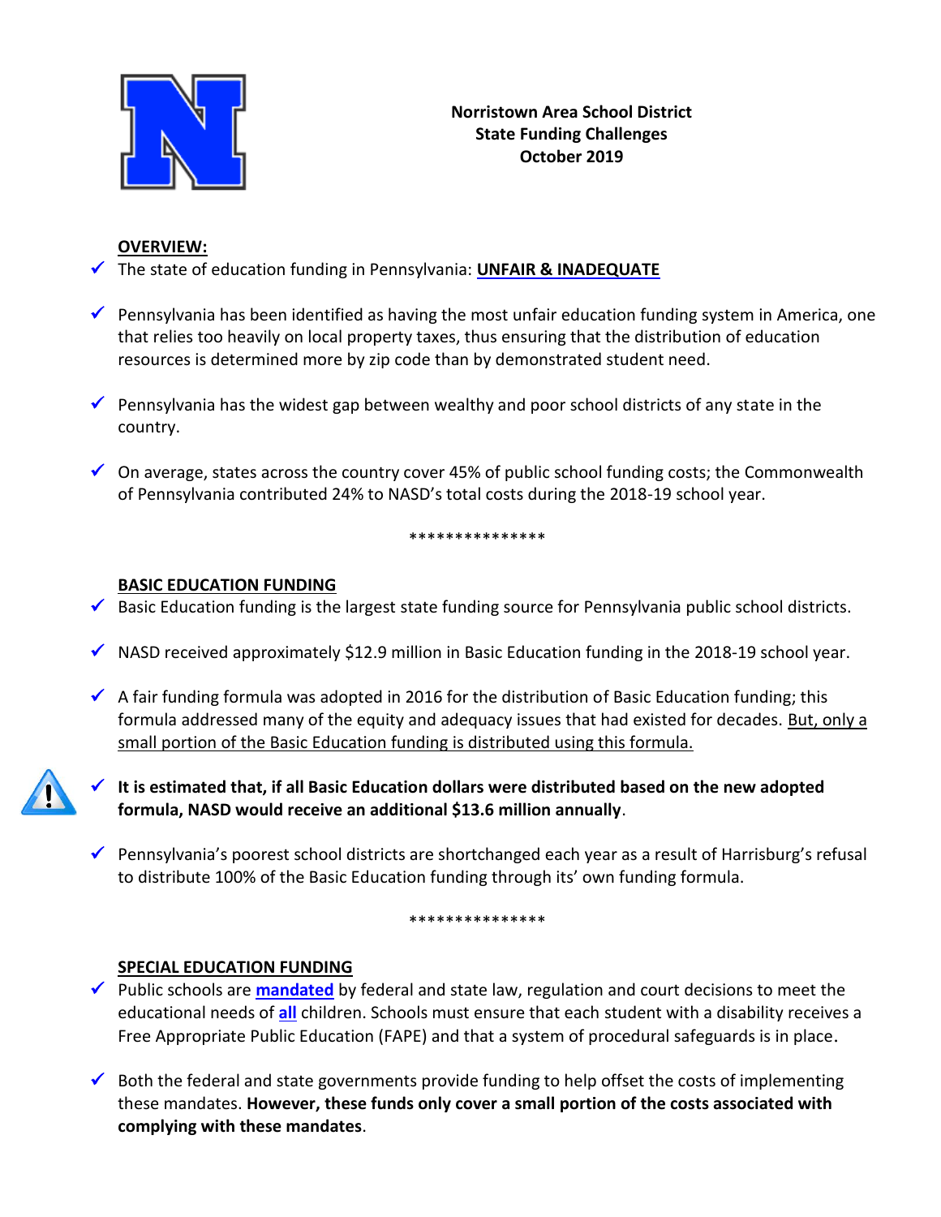**Norristown Area School District**
**State Funding Challenges**
**October 2019**

## OVERVIEW:

- ✓ The state of education funding in Pennsylvania: **UNFAIR & INADEQUATE**
- ✓ Pennsylvania has been identified as having the most unfair education funding system in America, one that relies too heavily on local property taxes, thus ensuring that the distribution of education resources is determined more by zip code than by demonstrated student need.
- ✓ Pennsylvania has the widest gap between wealthy and poor school districts of any state in the country.
- ✓ On average, states across the country cover 45% of public school funding costs; the Commonwealth of Pennsylvania contributed 24% to NASD's total costs during the 2018-19 school year.

***************

## BASIC EDUCATION FUNDING

- ✓ Basic Education funding is the largest state funding source for Pennsylvania public school districts.
- ✓ NASD received approximately $12.9 million in Basic Education funding in the 2018-19 school year.
- ✓ A fair funding formula was adopted in 2016 for the distribution of Basic Education funding; this formula addressed many of the equity and adequacy issues that had existed for decades. But, only a small portion of the Basic Education funding is distributed using this formula.
- ✓ **It is estimated that, if all Basic Education dollars were distributed based on the new adopted formula, NASD would receive an additional $13.6 million annually**.
- ✓ Pennsylvania's poorest school districts are shortchanged each year as a result of Harrisburg's refusal to distribute 100% of the Basic Education funding through its' own funding formula.

***************

## SPECIAL EDUCATION FUNDING

- ✓ Public schools are **mandated** by federal and state law, regulation and court decisions to meet the educational needs of **all** children. Schools must ensure that each student with a disability receives a Free Appropriate Public Education (FAPE) and that a system of procedural safeguards is in place.
- ✓ Both the federal and state governments provide funding to help offset the costs of implementing these mandates. **However, these funds only cover a small portion of the costs associated with complying with these mandates**.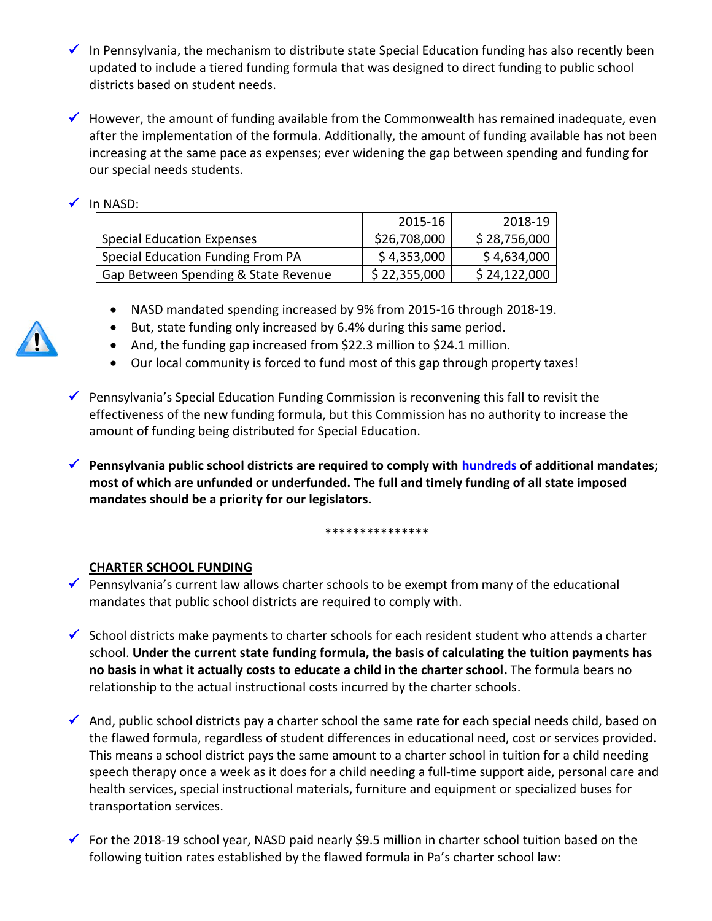- ✓ In Pennsylvania, the mechanism to distribute state Special Education funding has also recently been updated to include a tiered funding formula that was designed to direct funding to public school districts based on student needs.

- ✓ However, the amount of funding available from the Commonwealth has remained inadequate, even after the implementation of the formula. Additionally, the amount of funding available has not been increasing at the same pace as expenses; ever widening the gap between spending and funding for our special needs students.

- ✓ In NASD:

| | 2015-16 | 2018-19 |
|---|---|---|
| Special Education Expenses | $26,708,000 | $ 28,756,000 |
| Special Education Funding From PA | $ 4,353,000 | $ 4,634,000 |
| Gap Between Spending & State Revenue | $ 22,355,000 | $ 24,122,000 |

  - NASD mandated spending increased by 9% from 2015-16 through 2018-19.
  - But, state funding only increased by 6.4% during this same period.
  - And, the funding gap increased from $22.3 million to $24.1 million.
  - Our local community is forced to fund most of this gap through property taxes!

- ✓ Pennsylvania's Special Education Funding Commission is reconvening this fall to revisit the effectiveness of the new funding formula, but this Commission has no authority to increase the amount of funding being distributed for Special Education.

- ✓ **Pennsylvania public school districts are required to comply with hundreds of additional mandates; most of which are unfunded or underfunded. The full and timely funding of all state imposed mandates should be a priority for our legislators.**

***************

**CHARTER SCHOOL FUNDING**

- ✓ Pennsylvania's current law allows charter schools to be exempt from many of the educational mandates that public school districts are required to comply with.

- ✓ School districts make payments to charter schools for each resident student who attends a charter school. **Under the current state funding formula, the basis of calculating the tuition payments has no basis in what it actually costs to educate a child in the charter school.** The formula bears no relationship to the actual instructional costs incurred by the charter schools.

- ✓ And, public school districts pay a charter school the same rate for each special needs child, based on the flawed formula, regardless of student differences in educational need, cost or services provided. This means a school district pays the same amount to a charter school in tuition for a child needing speech therapy once a week as it does for a child needing a full-time support aide, personal care and health services, special instructional materials, furniture and equipment or specialized buses for transportation services.

- ✓ For the 2018-19 school year, NASD paid nearly $9.5 million in charter school tuition based on the following tuition rates established by the flawed formula in Pa's charter school law: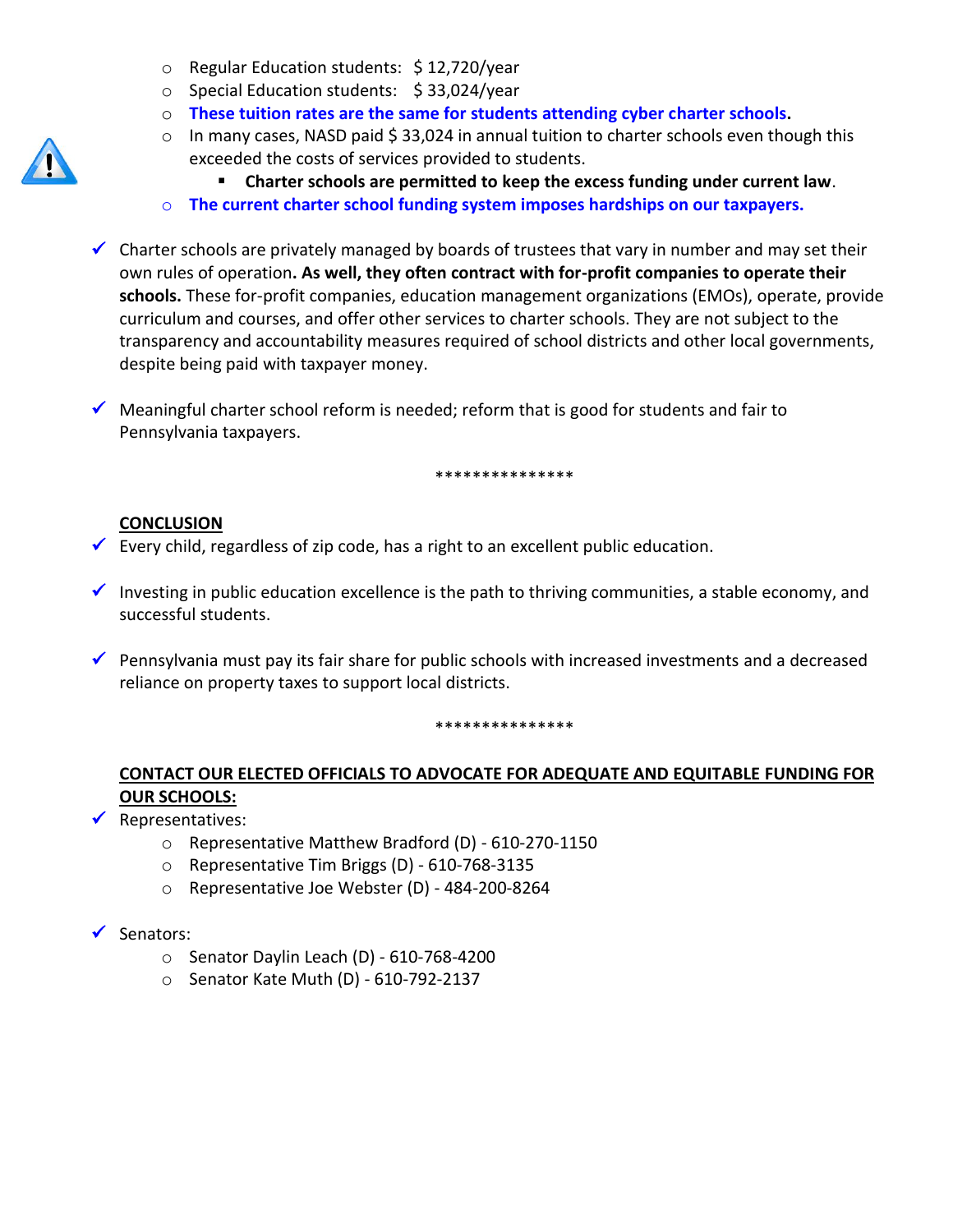- Regular Education students: $ 12,720/year
- Special Education students: $ 33,024/year
- **These tuition rates are the same for students attending cyber charter schools.**
- In many cases, NASD paid $ 33,024 in annual tuition to charter schools even though this exceeded the costs of services provided to students.
  - **Charter schools are permitted to keep the excess funding under current law**.
- **The current charter school funding system imposes hardships on our taxpayers.**

✓ Charter schools are privately managed by boards of trustees that vary in number and may set their own rules of operation**. As well, they often contract with for-profit companies to operate their schools.** These for-profit companies, education management organizations (EMOs), operate, provide curriculum and courses, and offer other services to charter schools. They are not subject to the transparency and accountability measures required of school districts and other local governments, despite being paid with taxpayer money.

✓ Meaningful charter school reform is needed; reform that is good for students and fair to Pennsylvania taxpayers.

***************

**CONCLUSION**

✓ Every child, regardless of zip code, has a right to an excellent public education.

✓ Investing in public education excellence is the path to thriving communities, a stable economy, and successful students.

✓ Pennsylvania must pay its fair share for public schools with increased investments and a decreased reliance on property taxes to support local districts.

***************

**CONTACT OUR ELECTED OFFICIALS TO ADVOCATE FOR ADEQUATE AND EQUITABLE FUNDING FOR OUR SCHOOLS:**

✓ Representatives:
- Representative Matthew Bradford (D) - 610-270-1150
- Representative Tim Briggs (D) - 610-768-3135
- Representative Joe Webster (D) - 484-200-8264

✓ Senators:
- Senator Daylin Leach (D) - 610-768-4200
- Senator Kate Muth (D) - 610-792-2137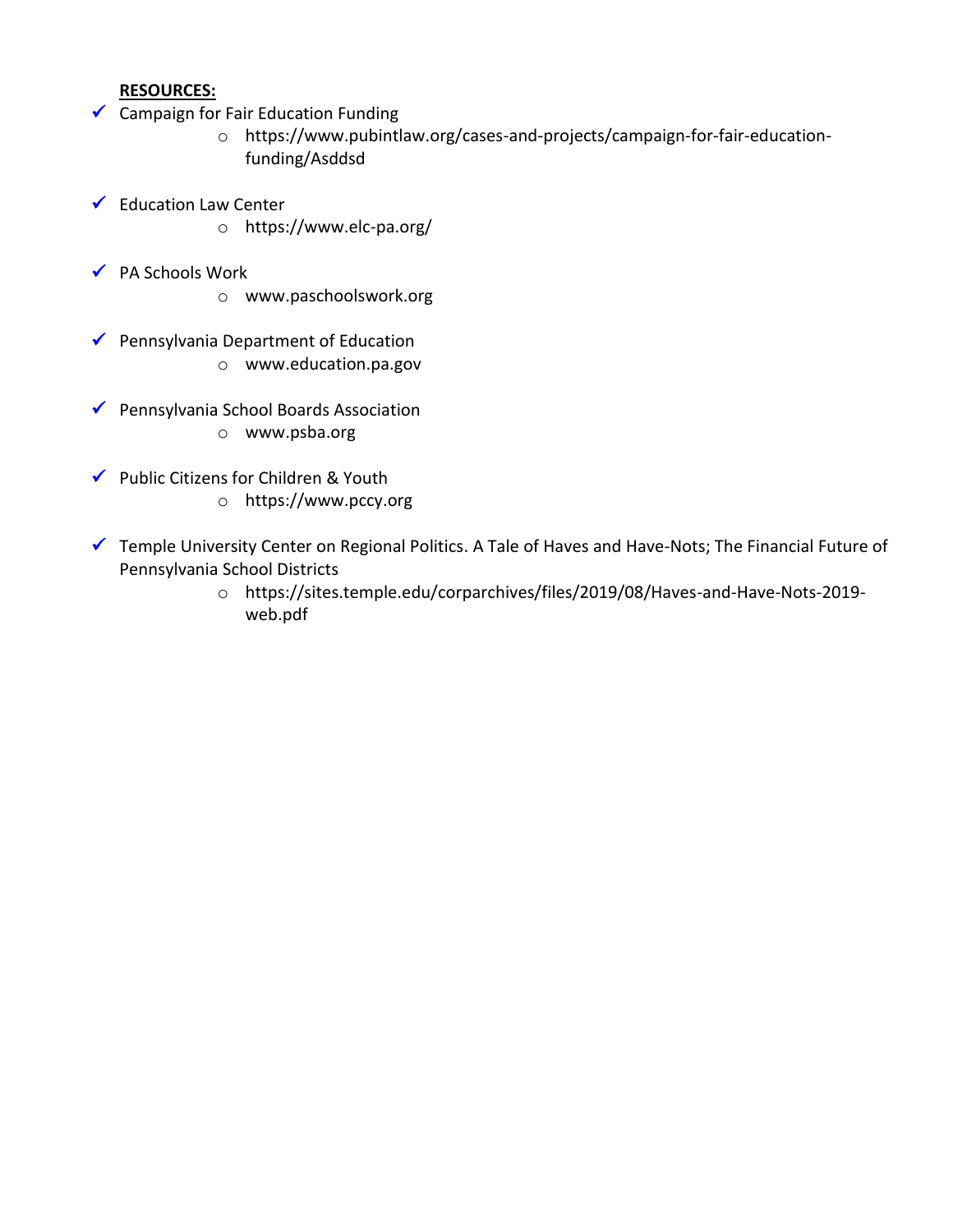**RESOURCES:**

- Campaign for Fair Education Funding
  - https://www.pubintlaw.org/cases-and-projects/campaign-for-fair-education-funding/Asddsd
- Education Law Center
  - https://www.elc-pa.org/
- PA Schools Work
  - www.paschoolswork.org
- Pennsylvania Department of Education
  - www.education.pa.gov
- Pennsylvania School Boards Association
  - www.psba.org
- Public Citizens for Children & Youth
  - https://www.pccy.org
- Temple University Center on Regional Politics. A Tale of Haves and Have-Nots; The Financial Future of Pennsylvania School Districts
  - https://sites.temple.edu/corparchives/files/2019/08/Haves-and-Have-Nots-2019-web.pdf